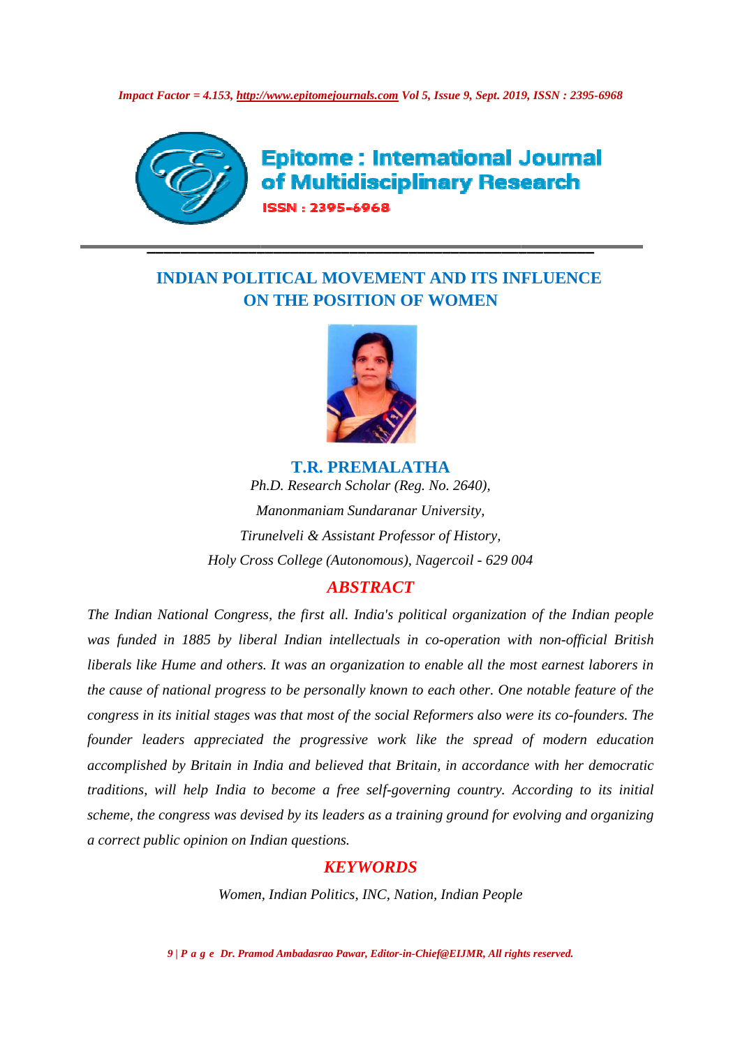# INDIAN POLITICAL MOVEMENT AND ITS INFLUENCE ON THE POSITION OF WOMEN

**T.R. PREMALATHA**

*Ph.D. Research Scholar (Reg. No. 2640),*

*Manonmaniam Sundaranar University,*

*Tirunelveli & Assistant Professor of History,*

*Holy Cross College (Autonomous), Nagercoil - 629 004*

## *ABSTRACT*

*The Indian National Congress, the first all. India's political organization of the Indian people was funded in 1885 by liberal Indian intellectuals in co-operation with non-official British liberals like Hume and others. It was an organization to enable all the most earnest laborers in the cause of national progress to be personally known to each other. One notable feature of the congress in its initial stages was that most of the social Reformers also were its co-founders. The founder leaders appreciated the progressive work like the spread of modern education accomplished by Britain in India and believed that Britain, in accordance with her democratic traditions, will help India to become a free self-governing country. According to its initial scheme, the congress was devised by its leaders as a training ground for evolving and organizing a correct public opinion on Indian questions.*

## *KEYWORDS*

*Women, Indian Politics, INC, Nation, Indian People*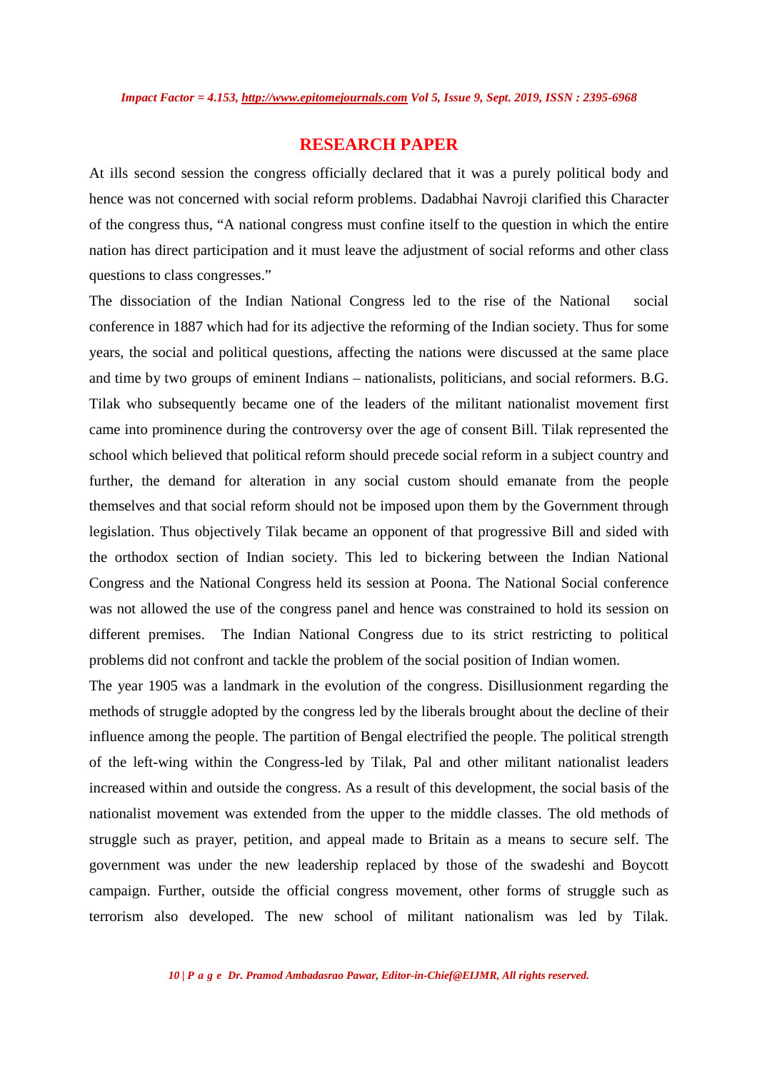## RESEARCH PAPER

At ills second session the congress officially declared that it was a purely political body and hence was not concerned with social reform problems. Dadabhai Navroji clarified this Character of the congress thus, "A national congress must confine itself to the question in which the entire nation has direct participation and it must leave the adjustment of social reforms and other class questions to class congresses."

The dissociation of the Indian National Congress led to the rise of the National social conference in 1887 which had for its adjective the reforming of the Indian society. Thus for some years, the social and political questions, affecting the nations were discussed at the same place and time by two groups of eminent Indians – nationalists, politicians, and social reformers. B.G. Tilak who subsequently became one of the leaders of the militant nationalist movement first came into prominence during the controversy over the age of consent Bill. Tilak represented the school which believed that political reform should precede social reform in a subject country and further, the demand for alteration in any social custom should emanate from the people themselves and that social reform should not be imposed upon them by the Government through legislation. Thus objectively Tilak became an opponent of that progressive Bill and sided with the orthodox section of Indian society. This led to bickering between the Indian National Congress and the National Congress held its session at Poona. The National Social conference was not allowed the use of the congress panel and hence was constrained to hold its session on different premises. The Indian National Congress due to its strict restricting to political problems did not confront and tackle the problem of the social position of Indian women.

The year 1905 was a landmark in the evolution of the congress. Disillusionment regarding the methods of struggle adopted by the congress led by the liberals brought about the decline of their influence among the people. The partition of Bengal electrified the people. The political strength of the left-wing within the Congress-led by Tilak, Pal and other militant nationalist leaders increased within and outside the congress. As a result of this development, the social basis of the nationalist movement was extended from the upper to the middle classes. The old methods of struggle such as prayer, petition, and appeal made to Britain as a means to secure self. The government was under the new leadership replaced by those of the swadeshi and Boycott campaign. Further, outside the official congress movement, other forms of struggle such as terrorism also developed. The new school of militant nationalism was led by Tilak.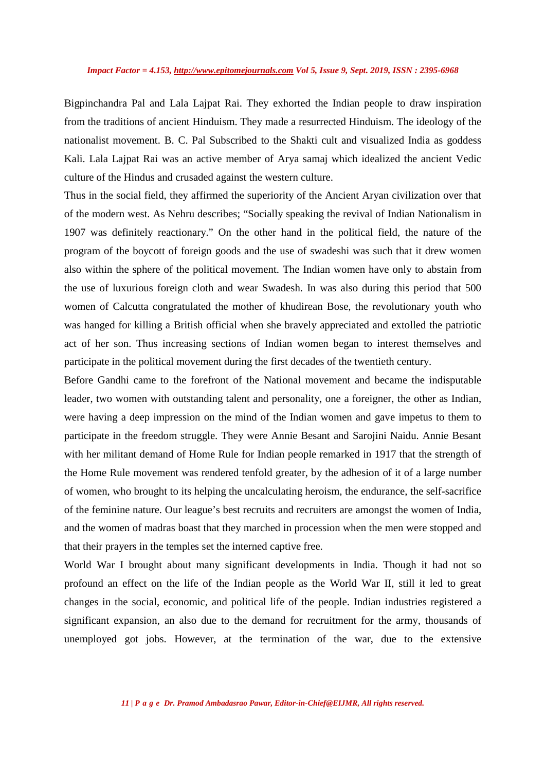Bigpinchandra Pal and Lala Lajpat Rai. They exhorted the Indian people to draw inspiration from the traditions of ancient Hinduism. They made a resurrected Hinduism. The ideology of the nationalist movement. B. C. Pal Subscribed to the Shakti cult and visualized India as goddess Kali. Lala Lajpat Rai was an active member of Arya samaj which idealized the ancient Vedic culture of the Hindus and crusaded against the western culture.

Thus in the social field, they affirmed the superiority of the Ancient Aryan civilization over that of the modern west. As Nehru describes; "Socially speaking the revival of Indian Nationalism in 1907 was definitely reactionary." On the other hand in the political field, the nature of the program of the boycott of foreign goods and the use of swadeshi was such that it drew women also within the sphere of the political movement. The Indian women have only to abstain from the use of luxurious foreign cloth and wear Swadesh. In was also during this period that 500 women of Calcutta congratulated the mother of khudirean Bose, the revolutionary youth who was hanged for killing a British official when she bravely appreciated and extolled the patriotic act of her son. Thus increasing sections of Indian women began to interest themselves and participate in the political movement during the first decades of the twentieth century.

Before Gandhi came to the forefront of the National movement and became the indisputable leader, two women with outstanding talent and personality, one a foreigner, the other as Indian, were having a deep impression on the mind of the Indian women and gave impetus to them to participate in the freedom struggle. They were Annie Besant and Sarojini Naidu. Annie Besant with her militant demand of Home Rule for Indian people remarked in 1917 that the strength of the Home Rule movement was rendered tenfold greater, by the adhesion of it of a large number of women, who brought to its helping the uncalculating heroism, the endurance, the self-sacrifice of the feminine nature. Our league's best recruits and recruiters are amongst the women of India, and the women of madras boast that they marched in procession when the men were stopped and that their prayers in the temples set the interned captive free.

World War I brought about many significant developments in India. Though it had not so profound an effect on the life of the Indian people as the World War II, still it led to great changes in the social, economic, and political life of the people. Indian industries registered a significant expansion, an also due to the demand for recruitment for the army, thousands of unemployed got jobs. However, at the termination of the war, due to the extensive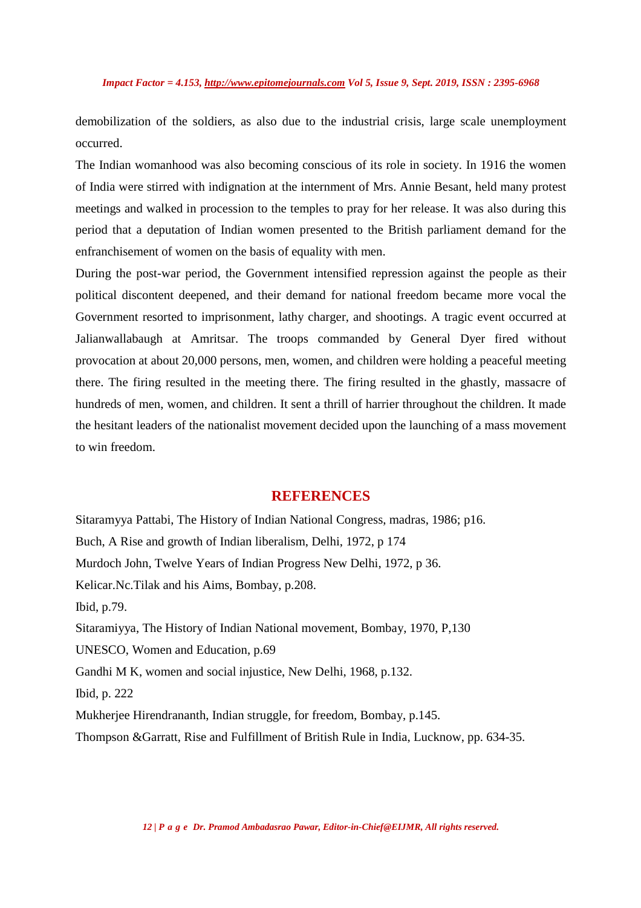demobilization of the soldiers, as also due to the industrial crisis, large scale unemployment occurred.

The Indian womanhood was also becoming conscious of its role in society. In 1916 the women of India were stirred with indignation at the internment of Mrs. Annie Besant, held many protest meetings and walked in procession to the temples to pray for her release. It was also during this period that a deputation of Indian women presented to the British parliament demand for the enfranchisement of women on the basis of equality with men.

During the post-war period, the Government intensified repression against the people as their political discontent deepened, and their demand for national freedom became more vocal the Government resorted to imprisonment, lathy charger, and shootings. A tragic event occurred at Jalianwallabaugh at Amritsar. The troops commanded by General Dyer fired without provocation at about 20,000 persons, men, women, and children were holding a peaceful meeting there. The firing resulted in the meeting there. The firing resulted in the ghastly, massacre of hundreds of men, women, and children. It sent a thrill of harrier throughout the children. It made the hesitant leaders of the nationalist movement decided upon the launching of a mass movement to win freedom.

## REFERENCES

Sitaramyya Pattabi, The History of Indian National Congress, madras, 1986; p16.

Buch, A Rise and growth of Indian liberalism, Delhi, 1972, p 174

Murdoch John, Twelve Years of Indian Progress New Delhi, 1972, p 36.

Kelicar.Nc.Tilak and his Aims, Bombay, p.208.

Ibid, p.79.

Sitaramiyya, The History of Indian National movement, Bombay, 1970, P,130

UNESCO, Women and Education, p.69

Gandhi M K, women and social injustice, New Delhi, 1968, p.132.

Ibid, p. 222

Mukherjee Hirendrananth, Indian struggle, for freedom, Bombay, p.145.

Thompson &Garratt, Rise and Fulfillment of British Rule in India, Lucknow, pp. 634-35.